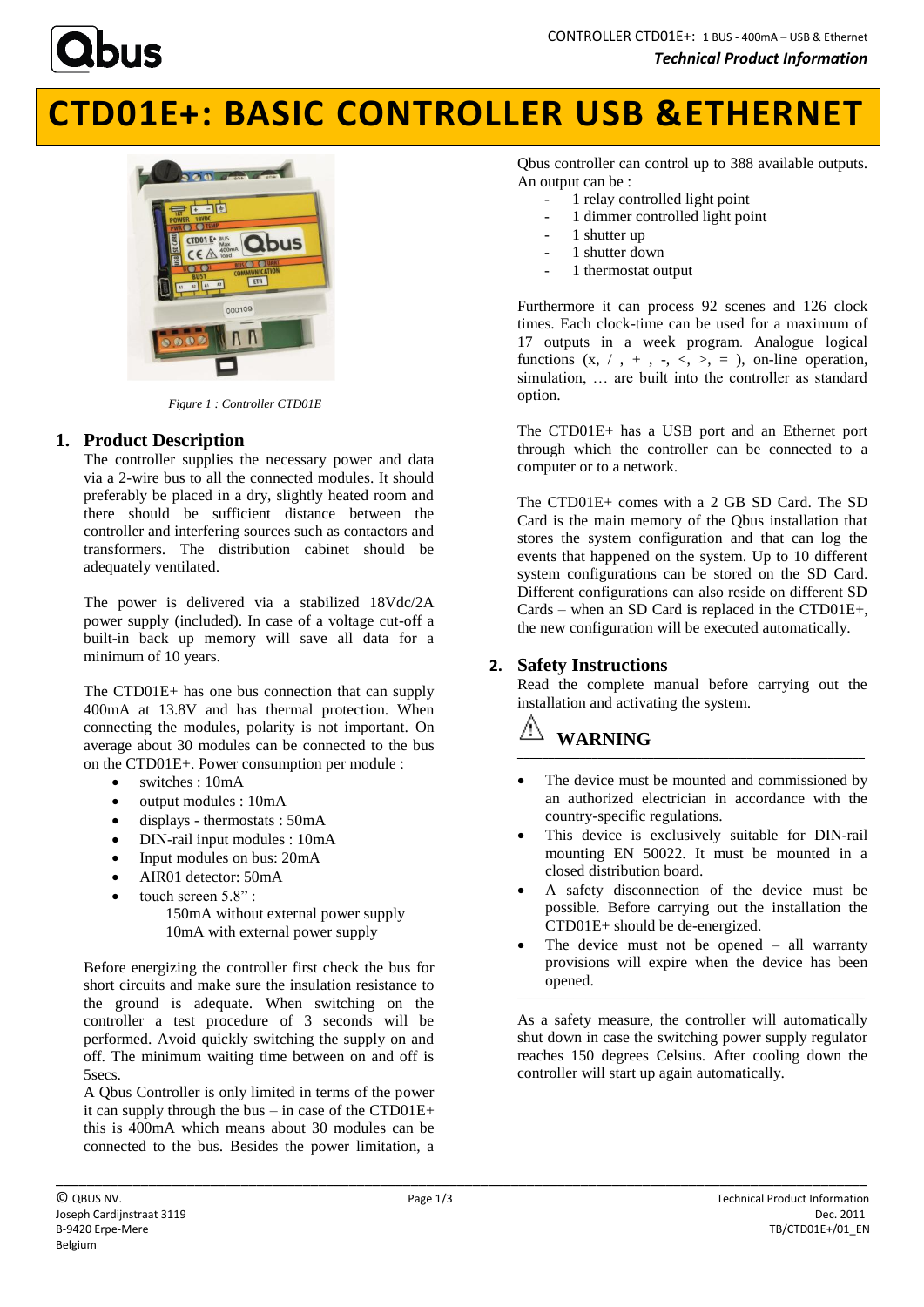# CTD01E+: BASIC CONTROLLER USB &ETHERNET

*Figure 1 : Controller CTD01E*

## 1. Product Description

The controller supplies the necessary power and data via a 2-wire bus to all the connected modules. It should preferably be placed in a dry, slightly heated room and there should be sufficient distance between the controller and interfering sources such as contactors and transformers. The distribution cabinet should be adequately ventilated.

The power is delivered via a stabilized 18Vdc/2A power supply (included). In case of a voltage cut-off a built-in back up memory will save all data for a minimum of 10 years.

The CTD01E+ has one bus connection that can supply 400mA at 13.8V and has thermal protection. When connecting the modules, polarity is not important. On average about 30 modules can be connected to the bus on the CTD01E+. Power consumption per module :

- switches : 10mA
- output modules : 10mA
- displays - thermostats : 50mA
- DIN-rail input modules : 10mA
- Input modules on bus: 20mA
- AIR01 detector: 50mA
- touch screen 5.8" :
  150mA without external power supply
  10mA with external power supply

Before energizing the controller first check the bus for short circuits and make sure the insulation resistance to the ground is adequate. When switching on the controller a test procedure of 3 seconds will be performed. Avoid quickly switching the supply on and off. The minimum waiting time between on and off is 5secs.

A Qbus Controller is only limited in terms of the power it can supply through the bus – in case of the CTD01E+ this is 400mA which means about 30 modules can be connected to the bus. Besides the power limitation, a Qbus controller can control up to 388 available outputs. An output can be :

- 1 relay controlled light point
- 1 dimmer controlled light point
- 1 shutter up
- 1 shutter down
- 1 thermostat output

Furthermore it can process 92 scenes and 126 clock times. Each clock-time can be used for a maximum of 17 outputs in a week program. Analogue logical functions (x, / , + , -, <, >, = ), on-line operation, simulation, … are built into the controller as standard option.

The CTD01E+ has a USB port and an Ethernet port through which the controller can be connected to a computer or to a network.

The CTD01E+ comes with a 2 GB SD Card. The SD Card is the main memory of the Qbus installation that stores the system configuration and that can log the events that happened on the system. Up to 10 different system configurations can be stored on the SD Card. Different configurations can also reside on different SD Cards – when an SD Card is replaced in the CTD01E+, the new configuration will be executed automatically.

## 2. Safety Instructions

Read the complete manual before carrying out the installation and activating the system.

### ⚠ WARNING

- The device must be mounted and commissioned by an authorized electrician in accordance with the country-specific regulations.
- This device is exclusively suitable for DIN-rail mounting EN 50022. It must be mounted in a closed distribution board.
- A safety disconnection of the device must be possible. Before carrying out the installation the CTD01E+ should be de-energized.
- The device must not be opened – all warranty provisions will expire when the device has been opened.

As a safety measure, the controller will automatically shut down in case the switching power supply regulator reaches 150 degrees Celsius. After cooling down the controller will start up again automatically.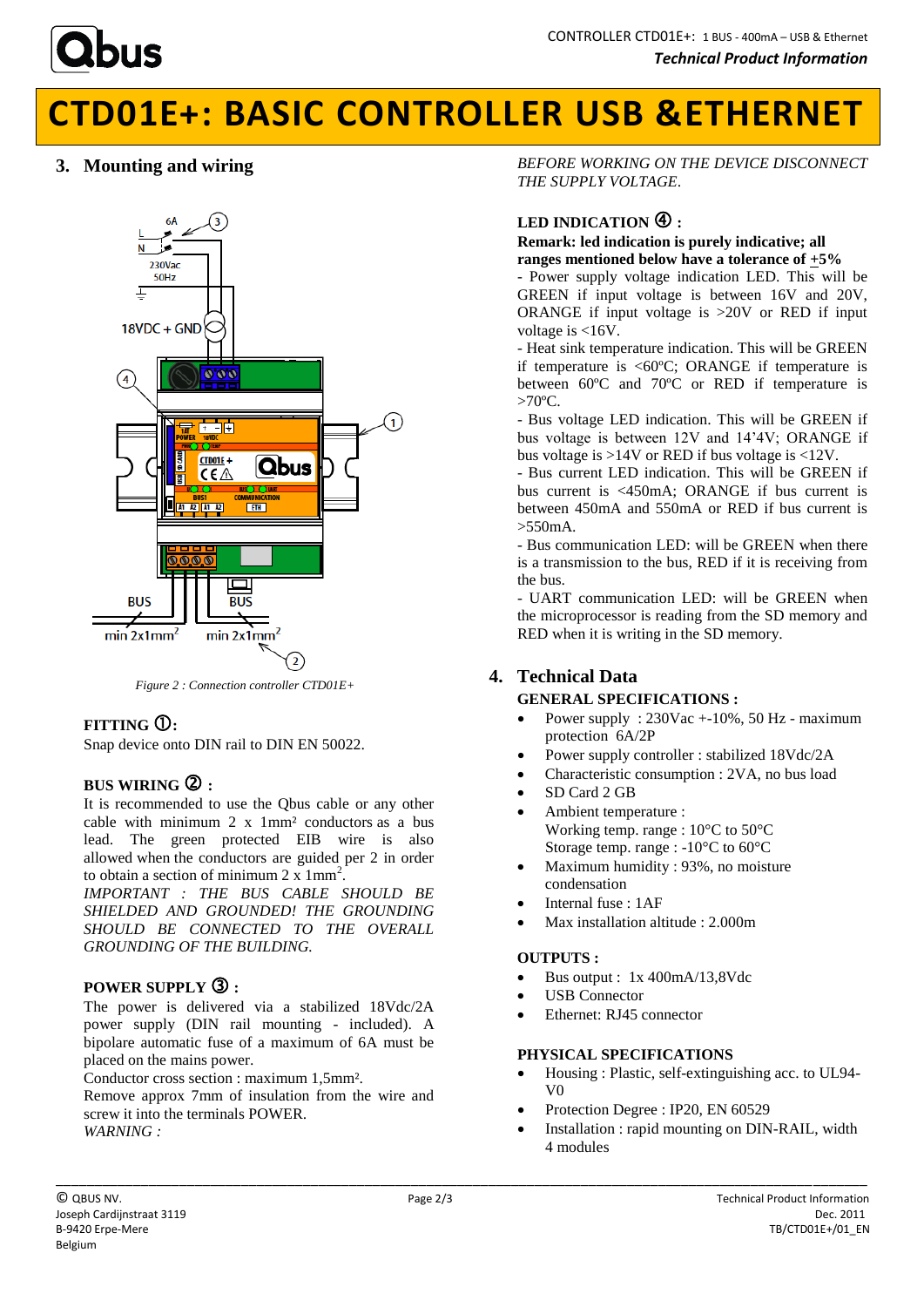# CTD01E+: BASIC CONTROLLER USB &ETHERNET

## 3. Mounting and wiring

*Figure 2 : Connection controller CTD01E+*

**FITTING ①:**

Snap device onto DIN rail to DIN EN 50022.

**BUS WIRING ② :**

It is recommended to use the Qbus cable or any other cable with minimum 2 x 1mm² conductors as a bus lead. The green protected EIB wire is also allowed when the conductors are guided per 2 in order to obtain a section of minimum 2 x 1mm².

*IMPORTANT : THE BUS CABLE SHOULD BE SHIELDED AND GROUNDED! THE GROUNDING SHOULD BE CONNECTED TO THE OVERALL GROUNDING OF THE BUILDING.*

**POWER SUPPLY ③ :**

The power is delivered via a stabilized 18Vdc/2A power supply (DIN rail mounting - included). A bipolare automatic fuse of a maximum of 6A must be placed on the mains power.

Conductor cross section : maximum 1,5mm².

Remove approx 7mm of insulation from the wire and screw it into the terminals POWER.

*WARNING :*

*BEFORE WORKING ON THE DEVICE DISCONNECT THE SUPPLY VOLTAGE.*

**LED INDICATION ④ :**

**Remark: led indication is purely indicative; all ranges mentioned below have a tolerance of ±5%**

- Power supply voltage indication LED. This will be GREEN if input voltage is between 16V and 20V, ORANGE if input voltage is >20V or RED if input voltage is <16V.
- Heat sink temperature indication. This will be GREEN if temperature is <60ºC; ORANGE if temperature is between 60ºC and 70ºC or RED if temperature is >70ºC.
- Bus voltage LED indication. This will be GREEN if bus voltage is between 12V and 14'4V; ORANGE if bus voltage is >14V or RED if bus voltage is <12V.
- Bus current LED indication. This will be GREEN if bus current is <450mA; ORANGE if bus current is between 450mA and 550mA or RED if bus current is >550mA.
- Bus communication LED: will be GREEN when there is a transmission to the bus, RED if it is receiving from the bus.
- UART communication LED: will be GREEN when the microprocessor is reading from the SD memory and RED when it is writing in the SD memory.

## 4. Technical Data

**GENERAL SPECIFICATIONS :**

- Power supply : 230Vac +-10%, 50 Hz - maximum protection 6A/2P
- Power supply controller : stabilized 18Vdc/2A
- Characteristic consumption : 2VA, no bus load
- SD Card 2 GB
- Ambient temperature :
  Working temp. range : 10°C to 50°C
  Storage temp. range : -10°C to 60°C
- Maximum humidity : 93%, no moisture condensation
- Internal fuse : 1AF
- Max installation altitude : 2.000m

**OUTPUTS :**

- Bus output : 1x 400mA/13,8Vdc
- USB Connector
- Ethernet: RJ45 connector

**PHYSICAL SPECIFICATIONS**

- Housing : Plastic, self-extinguishing acc. to UL94-V0
- Protection Degree : IP20, EN 60529
- Installation : rapid mounting on DIN-RAIL, width 4 modules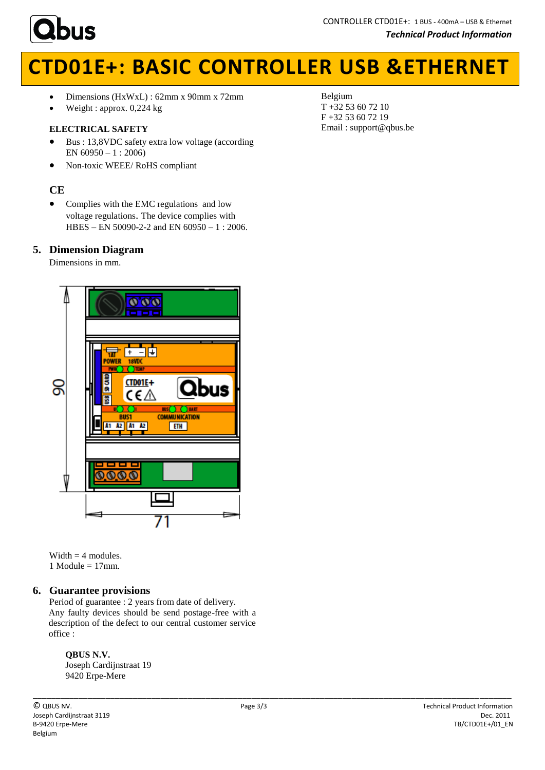# CTD01E+: BASIC CONTROLLER USB &ETHERNET

- Dimensions (HxWxL) : 62mm x 90mm x 72mm
- Weight : approx. 0,224 kg

### ELECTRICAL SAFETY

- Bus : 13,8VDC safety extra low voltage (according EN 60950 – 1 : 2006)
- Non-toxic WEEE/ RoHS compliant

### CE

- Complies with the EMC regulations and low voltage regulations. The device complies with HBES – EN 50090-2-2 and EN 60950 – 1 : 2006.

## 5. Dimension Diagram

Dimensions in mm.

90

71

Width = 4 modules.
1 Module = 17mm.

## 6. Guarantee provisions

Period of guarantee : 2 years from date of delivery.
Any faulty devices should be send postage-free with a description of the defect to our central customer service office :

**QBUS N.V.**
Joseph Cardijnstraat 19
9420 Erpe-Mere
Belgium
T +32 53 60 72 10
F +32 53 60 72 19
Email : support@qbus.be